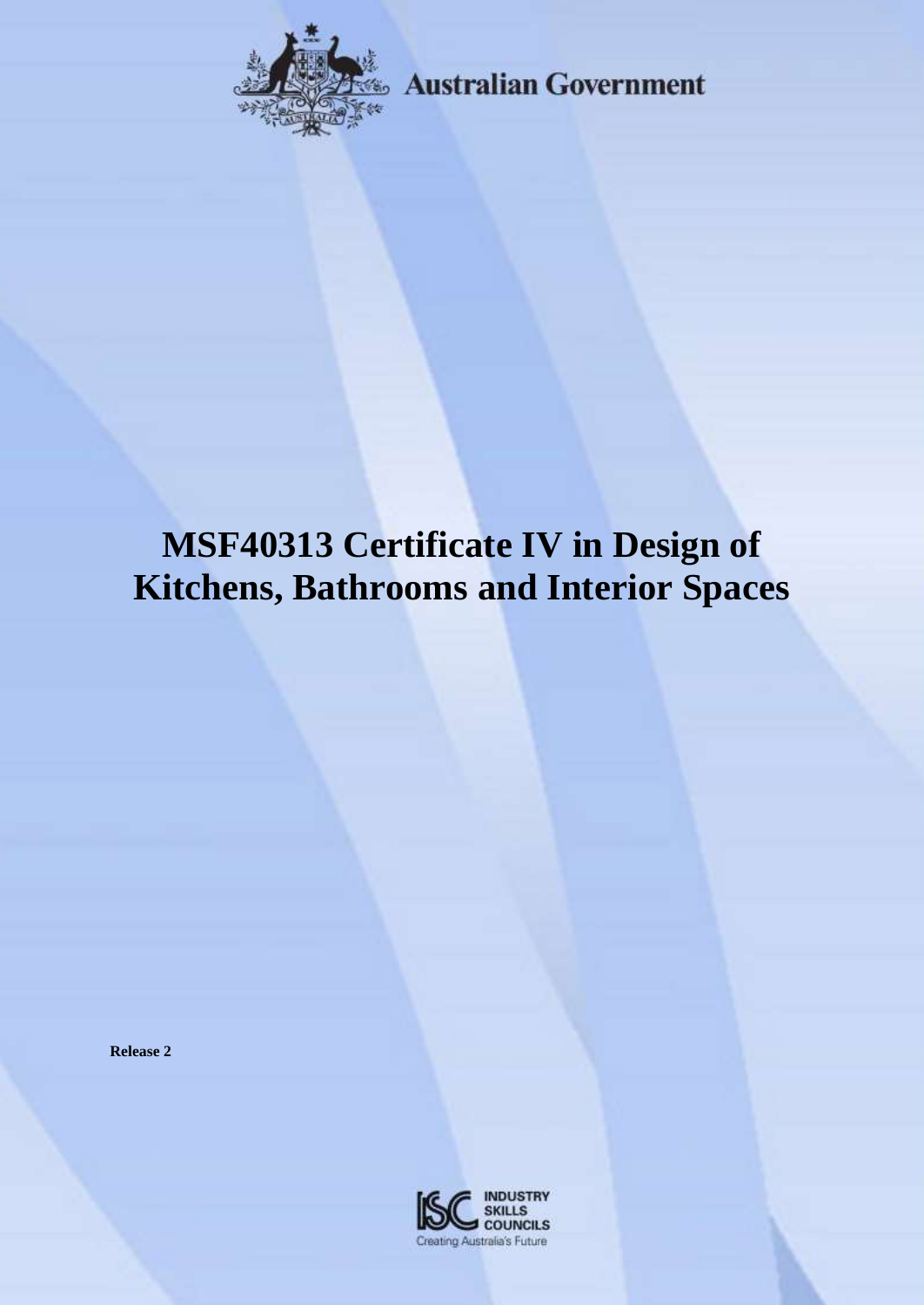Australian Government

# MSF40313 Certificate IV in Design of Kitchens, Bathrooms and Interior Spaces

**Release 2**

INDUSTRY SKILLS COUNCILS

Creating Australia's Future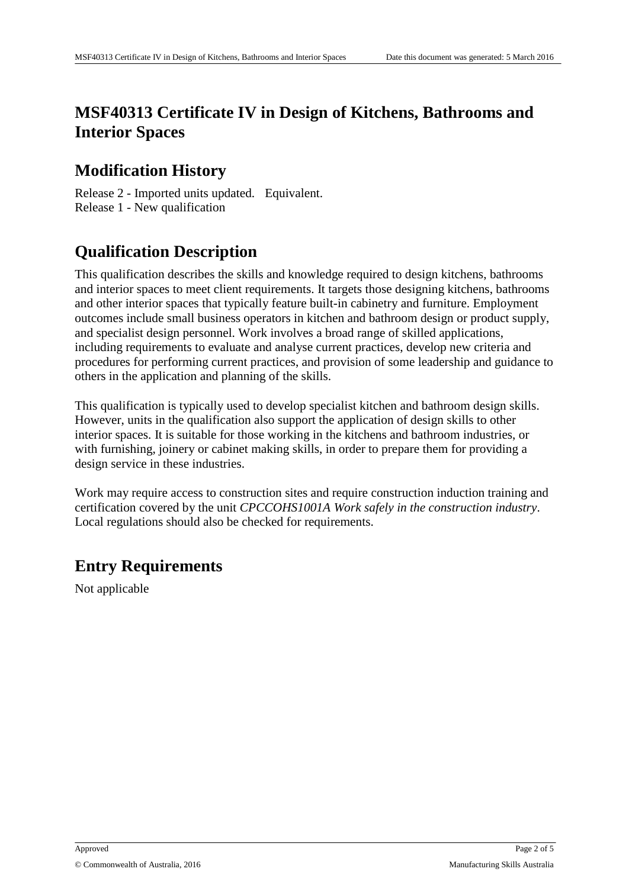# MSF40313 Certificate IV in Design of Kitchens, Bathrooms and Interior Spaces

## Modification History

Release 2 - Imported units updated. Equivalent.
Release 1 - New qualification

## Qualification Description

This qualification describes the skills and knowledge required to design kitchens, bathrooms and interior spaces to meet client requirements. It targets those designing kitchens, bathrooms and other interior spaces that typically feature built-in cabinetry and furniture. Employment outcomes include small business operators in kitchen and bathroom design or product supply, and specialist design personnel. Work involves a broad range of skilled applications, including requirements to evaluate and analyse current practices, develop new criteria and procedures for performing current practices, and provision of some leadership and guidance to others in the application and planning of the skills.

This qualification is typically used to develop specialist kitchen and bathroom design skills. However, units in the qualification also support the application of design skills to other interior spaces. It is suitable for those working in the kitchens and bathroom industries, or with furnishing, joinery or cabinet making skills, in order to prepare them for providing a design service in these industries.

Work may require access to construction sites and require construction induction training and certification covered by the unit *CPCCOHS1001A Work safely in the construction industry*. Local regulations should also be checked for requirements.

## Entry Requirements

Not applicable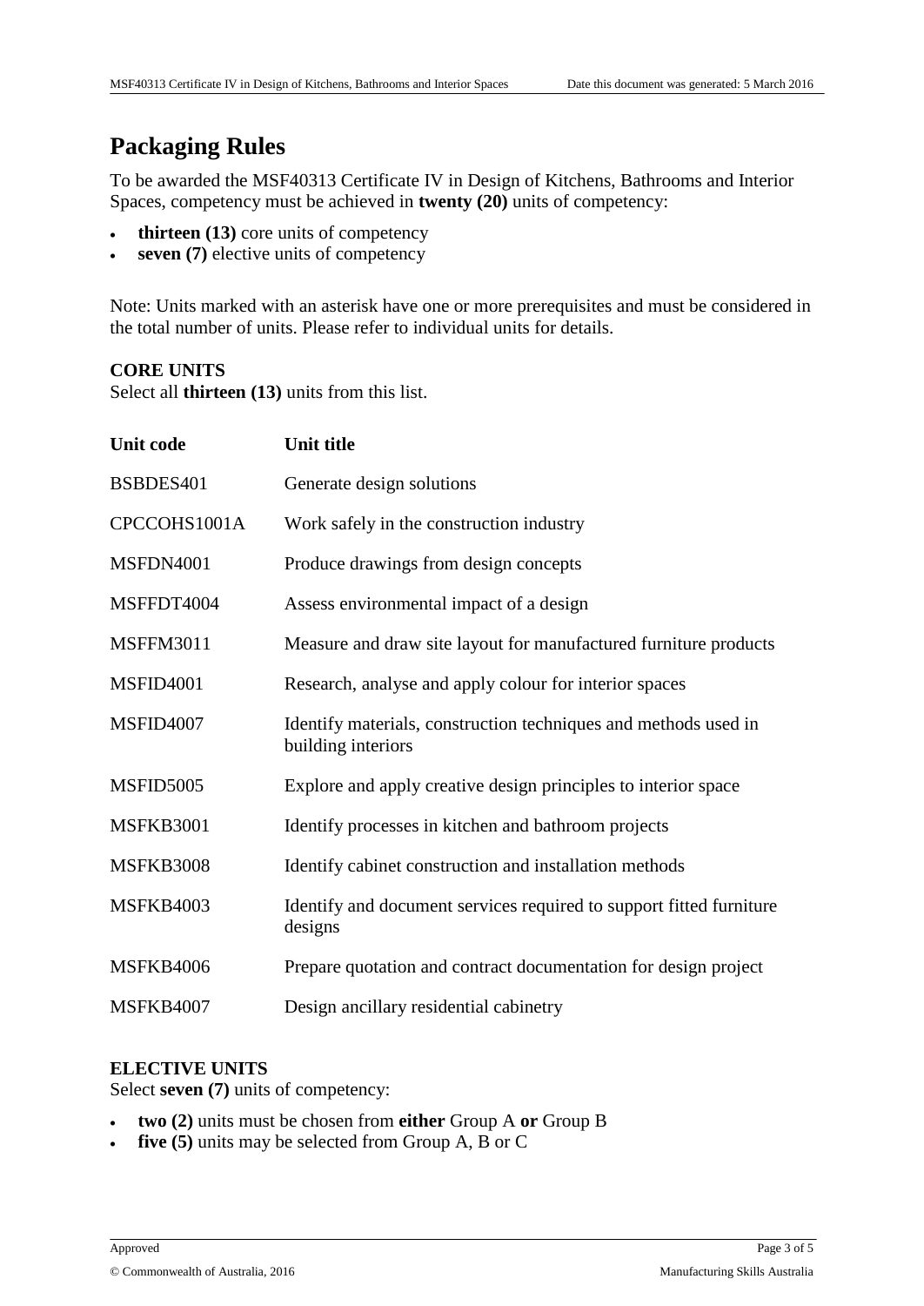## Packaging Rules

To be awarded the MSF40313 Certificate IV in Design of Kitchens, Bathrooms and Interior Spaces, competency must be achieved in **twenty (20)** units of competency:

- **thirteen (13)** core units of competency
- **seven (7)** elective units of competency

Note: Units marked with an asterisk have one or more prerequisites and must be considered in the total number of units. Please refer to individual units for details.

**CORE UNITS**
Select all **thirteen (13)** units from this list.

| Unit code | Unit title |
|---|---|
| BSBDES401 | Generate design solutions |
| CPCCOHS1001A | Work safely in the construction industry |
| MSFDN4001 | Produce drawings from design concepts |
| MSFFDT4004 | Assess environmental impact of a design |
| MSFFM3011 | Measure and draw site layout for manufactured furniture products |
| MSFID4001 | Research, analyse and apply colour for interior spaces |
| MSFID4007 | Identify materials, construction techniques and methods used in building interiors |
| MSFID5005 | Explore and apply creative design principles to interior space |
| MSFKB3001 | Identify processes in kitchen and bathroom projects |
| MSFKB3008 | Identify cabinet construction and installation methods |
| MSFKB4003 | Identify and document services required to support fitted furniture designs |
| MSFKB4006 | Prepare quotation and contract documentation for design project |
| MSFKB4007 | Design ancillary residential cabinetry |

**ELECTIVE UNITS**
Select **seven (7)** units of competency:

- **two (2)** units must be chosen from **either** Group A **or** Group B
- **five (5)** units may be selected from Group A, B or C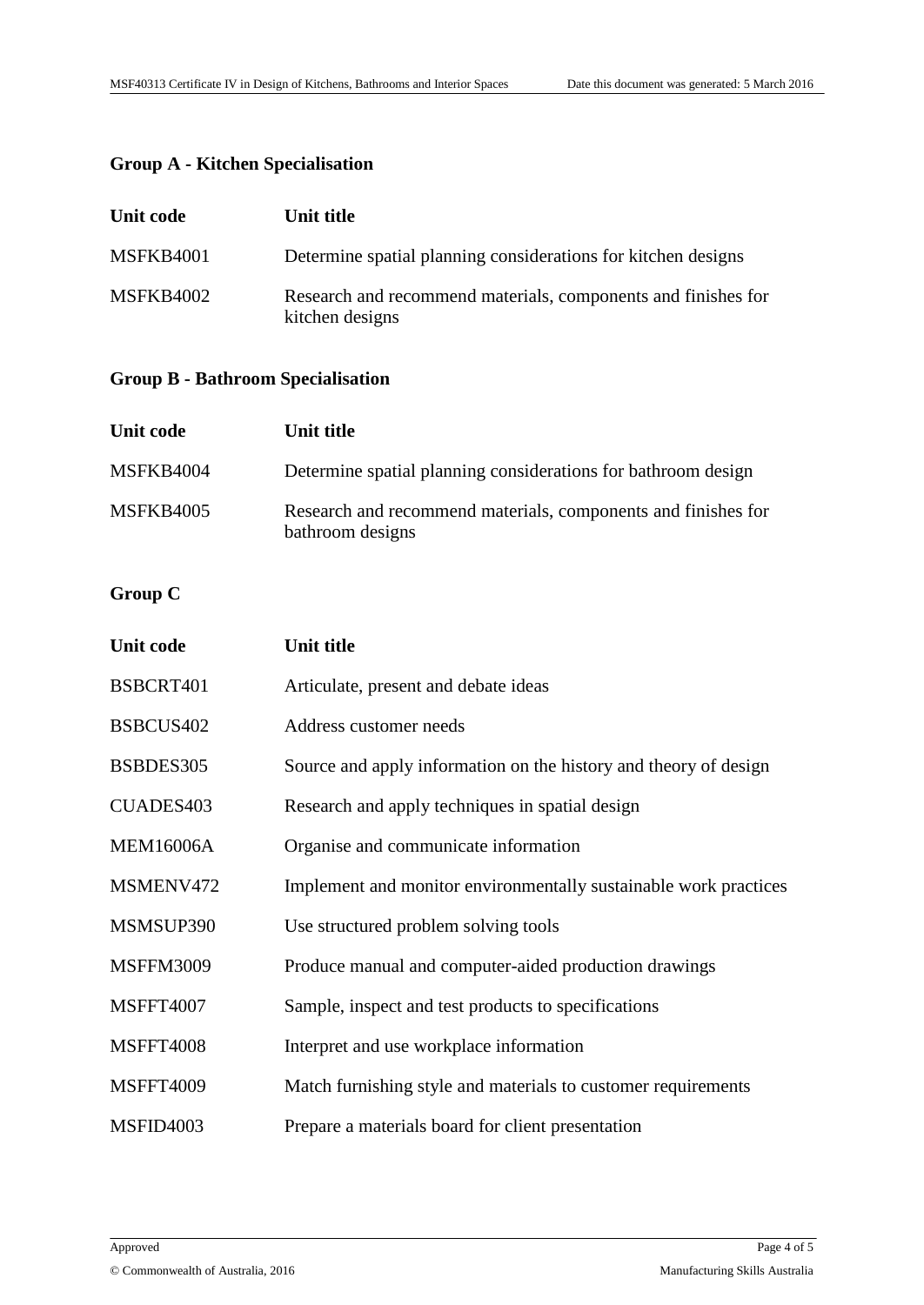### Group A - Kitchen Specialisation

| Unit code | Unit title |
|---|---|
| MSFKB4001 | Determine spatial planning considerations for kitchen designs |
| MSFKB4002 | Research and recommend materials, components and finishes for kitchen designs |

### Group B - Bathroom Specialisation

| Unit code | Unit title |
|---|---|
| MSFKB4004 | Determine spatial planning considerations for bathroom design |
| MSFKB4005 | Research and recommend materials, components and finishes for bathroom designs |

### Group C

| Unit code | Unit title |
|---|---|
| BSBCRT401 | Articulate, present and debate ideas |
| BSBCUS402 | Address customer needs |
| BSBDES305 | Source and apply information on the history and theory of design |
| CUADES403 | Research and apply techniques in spatial design |
| MEM16006A | Organise and communicate information |
| MSMENV472 | Implement and monitor environmentally sustainable work practices |
| MSMSUP390 | Use structured problem solving tools |
| MSFFM3009 | Produce manual and computer-aided production drawings |
| MSFFT4007 | Sample, inspect and test products to specifications |
| MSFFT4008 | Interpret and use workplace information |
| MSFFT4009 | Match furnishing style and materials to customer requirements |
| MSFID4003 | Prepare a materials board for client presentation |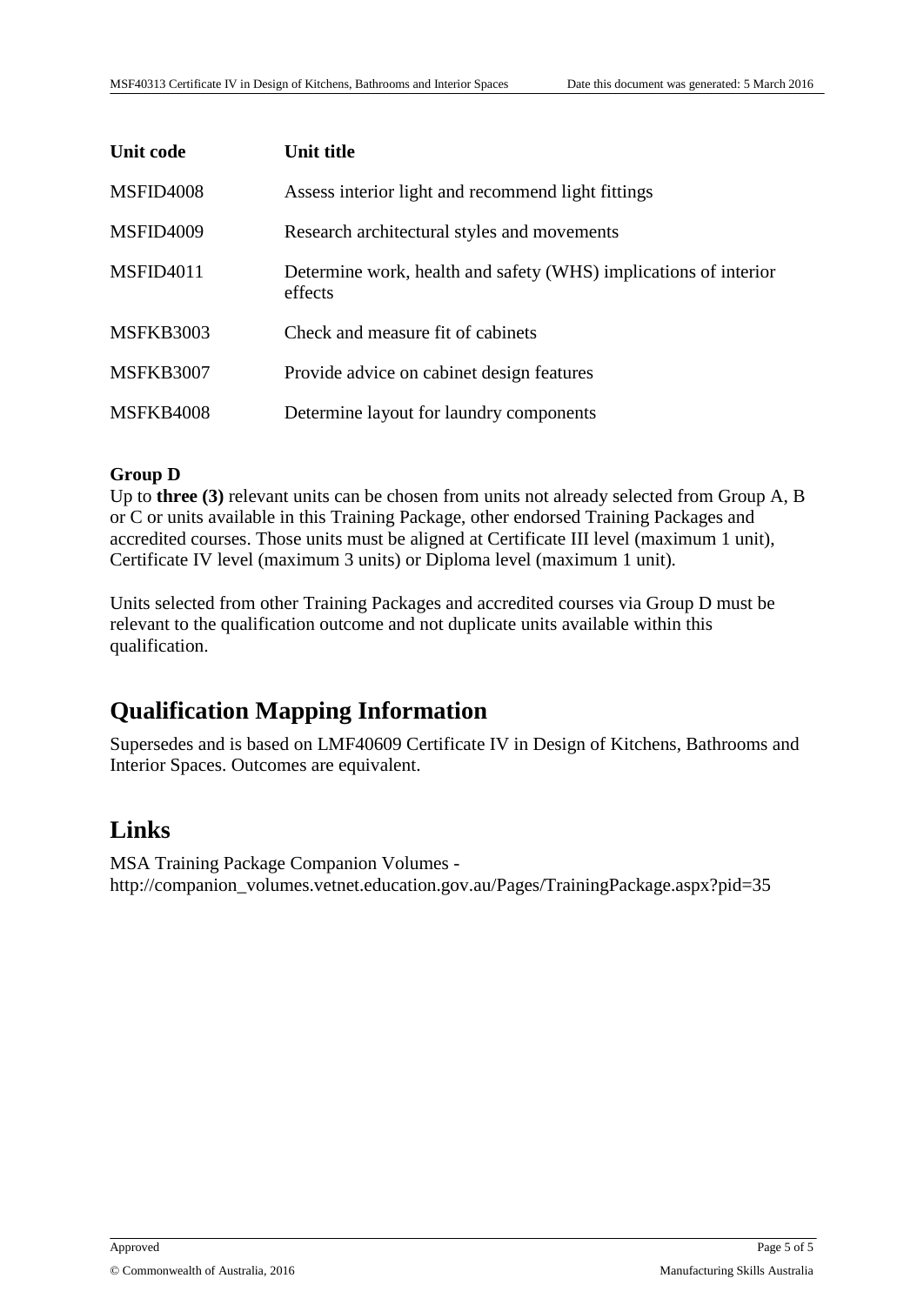| Unit code | Unit title |
|---|---|
| MSFID4008 | Assess interior light and recommend light fittings |
| MSFID4009 | Research architectural styles and movements |
| MSFID4011 | Determine work, health and safety (WHS) implications of interior effects |
| MSFKB3003 | Check and measure fit of cabinets |
| MSFKB3007 | Provide advice on cabinet design features |
| MSFKB4008 | Determine layout for laundry components |

**Group D**
Up to **three (3)** relevant units can be chosen from units not already selected from Group A, B or C or units available in this Training Package, other endorsed Training Packages and accredited courses. Those units must be aligned at Certificate III level (maximum 1 unit), Certificate IV level (maximum 3 units) or Diploma level (maximum 1 unit).

Units selected from other Training Packages and accredited courses via Group D must be relevant to the qualification outcome and not duplicate units available within this qualification.

## Qualification Mapping Information

Supersedes and is based on LMF40609 Certificate IV in Design of Kitchens, Bathrooms and Interior Spaces. Outcomes are equivalent.

## Links

MSA Training Package Companion Volumes - http://companion_volumes.vetnet.education.gov.au/Pages/TrainingPackage.aspx?pid=35